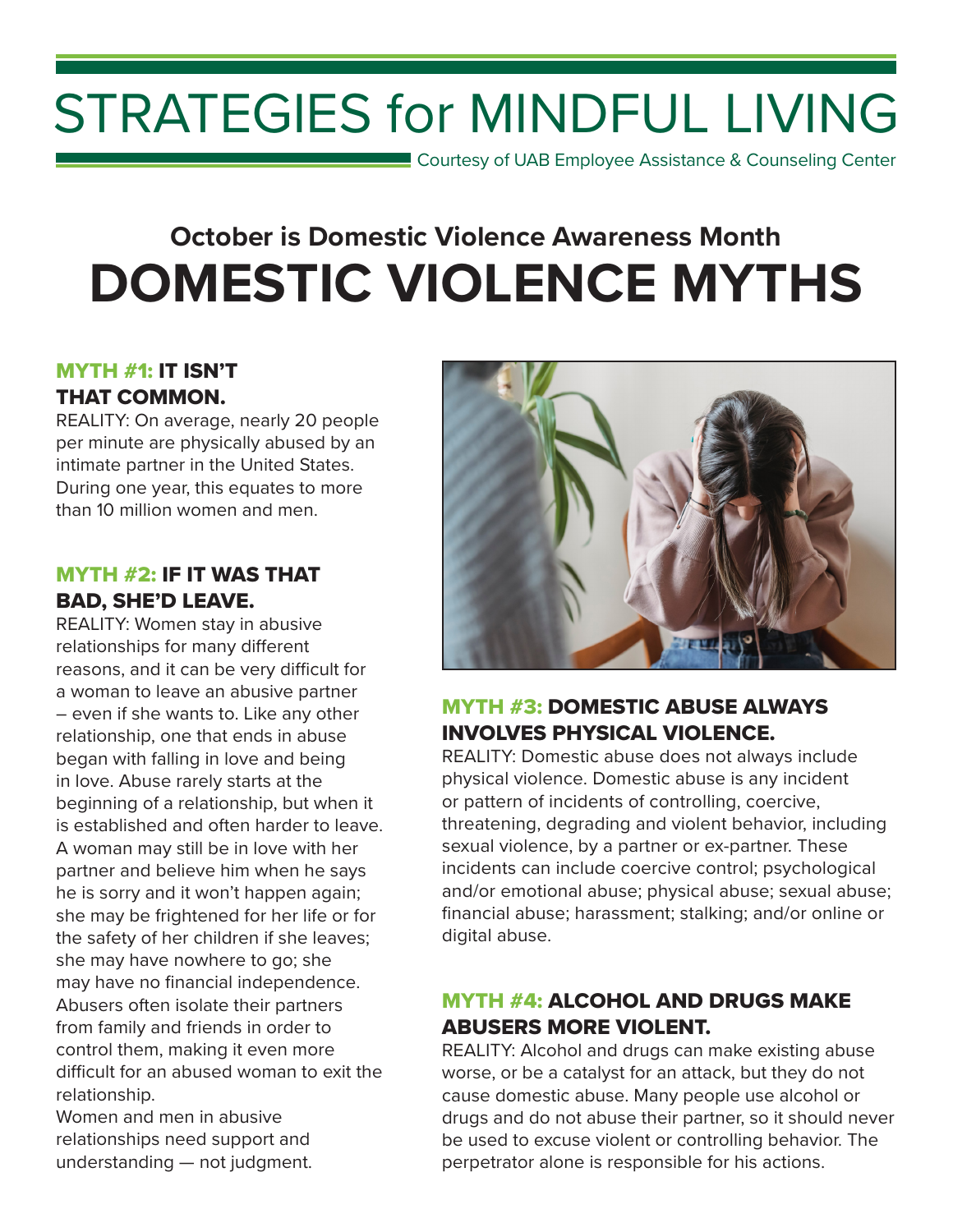# STRATEGIES for MINDFUL LIVING

Courtesy of UAB Employee Assistance & Counseling Center

## October is Domestic Violence Awareness Month

# DOMESTIC VIOLENCE MYTHS

### MYTH #1: IT ISN'T THAT COMMON.

REALITY: On average, nearly 20 people per minute are physically abused by an intimate partner in the United States. During one year, this equates to more than 10 million women and men.

### MYTH #2: IF IT WAS THAT BAD, SHE'D LEAVE.

REALITY: Women stay in abusive relationships for many different reasons, and it can be very difficult for a woman to leave an abusive partner – even if she wants to. Like any other relationship, one that ends in abuse began with falling in love and being in love. Abuse rarely starts at the beginning of a relationship, but when it is established and often harder to leave. A woman may still be in love with her partner and believe him when he says he is sorry and it won't happen again; she may be frightened for her life or for the safety of her children if she leaves; she may have nowhere to go; she may have no financial independence. Abusers often isolate their partners from family and friends in order to control them, making it even more difficult for an abused woman to exit the relationship.

Women and men in abusive relationships need support and understanding — not judgment.

### MYTH #3: DOMESTIC ABUSE ALWAYS INVOLVES PHYSICAL VIOLENCE.

REALITY: Domestic abuse does not always include physical violence. Domestic abuse is any incident or pattern of incidents of controlling, coercive, threatening, degrading and violent behavior, including sexual violence, by a partner or ex-partner. These incidents can include coercive control; psychological and/or emotional abuse; physical abuse; sexual abuse; financial abuse; harassment; stalking; and/or online or digital abuse.

### MYTH #4: ALCOHOL AND DRUGS MAKE ABUSERS MORE VIOLENT.

REALITY: Alcohol and drugs can make existing abuse worse, or be a catalyst for an attack, but they do not cause domestic abuse. Many people use alcohol or drugs and do not abuse their partner, so it should never be used to excuse violent or controlling behavior. The perpetrator alone is responsible for his actions.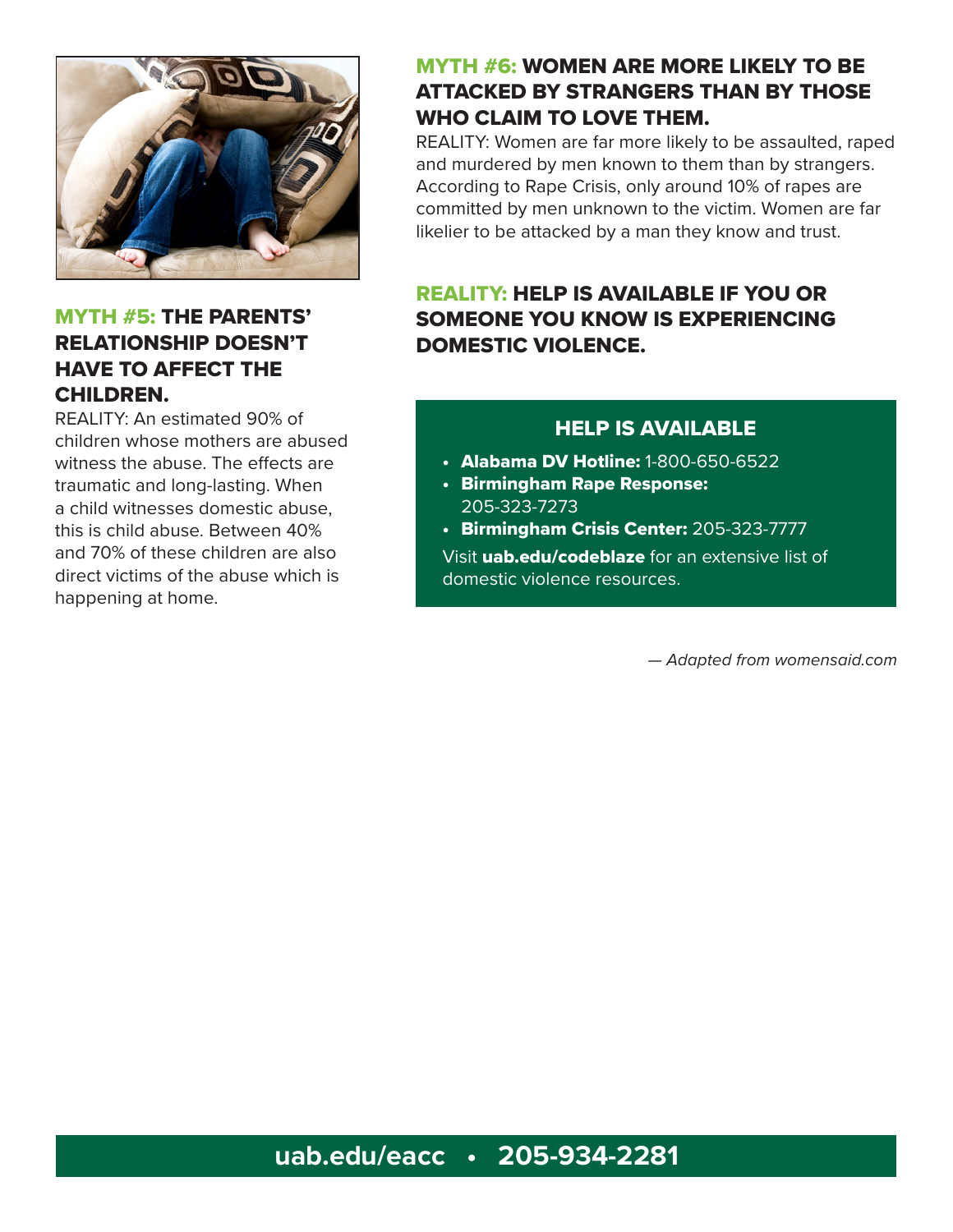## MYTH #5: THE PARENTS' RELATIONSHIP DOESN'T HAVE TO AFFECT THE CHILDREN.

REALITY: An estimated 90% of children whose mothers are abused witness the abuse. The effects are traumatic and long-lasting. When a child witnesses domestic abuse, this is child abuse. Between 40% and 70% of these children are also direct victims of the abuse which is happening at home.

## MYTH #6: WOMEN ARE MORE LIKELY TO BE ATTACKED BY STRANGERS THAN BY THOSE WHO CLAIM TO LOVE THEM.

REALITY: Women are far more likely to be assaulted, raped and murdered by men known to them than by strangers. According to Rape Crisis, only around 10% of rapes are committed by men unknown to the victim. Women are far likelier to be attacked by a man they know and trust.

## REALITY: HELP IS AVAILABLE IF YOU OR SOMEONE YOU KNOW IS EXPERIENCING DOMESTIC VIOLENCE.

### HELP IS AVAILABLE

- **Alabama DV Hotline:** 1-800-650-6522
- **Birmingham Rape Response:** 205-323-7273
- **Birmingham Crisis Center:** 205-323-7777

Visit **uab.edu/codeblaze** for an extensive list of domestic violence resources.

*— Adapted from womensaid.com*

**uab.edu/eacc • 205-934-2281**